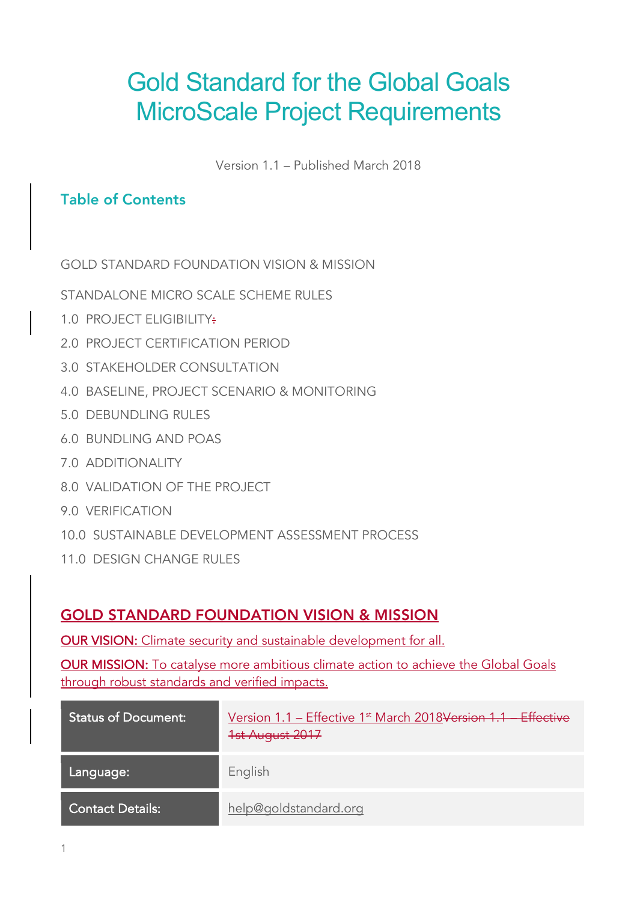# Gold Standard for the Global Goals
# MicroScale Project Requirements

Version 1.1 – Published March 2018

## Table of Contents

GOLD STANDARD FOUNDATION VISION & MISSION

STANDALONE MICRO SCALE SCHEME RULES

1.0 PROJECT ELIGIBILITY~~:~~

2.0 PROJECT CERTIFICATION PERIOD

3.0 STAKEHOLDER CONSULTATION

4.0 BASELINE, PROJECT SCENARIO & MONITORING

5.0 DEBUNDLING RULES

6.0 BUNDLING AND POAS

7.0 ADDITIONALITY

8.0 VALIDATION OF THE PROJECT

9.0 VERIFICATION

10.0 SUSTAINABLE DEVELOPMENT ASSESSMENT PROCESS

11.0 DESIGN CHANGE RULES

## GOLD STANDARD FOUNDATION VISION & MISSION

**OUR VISION:** Climate security and sustainable development for all.

**OUR MISSION:** To catalyse more ambitious climate action to achieve the Global Goals through robust standards and verified impacts.

| Status of Document: | Version 1.1 – Effective 1st March 2018~~Version 1.1 – Effective 1st August 2017~~ |
|---|---|
| Language: | English |
| Contact Details: | help@goldstandard.org |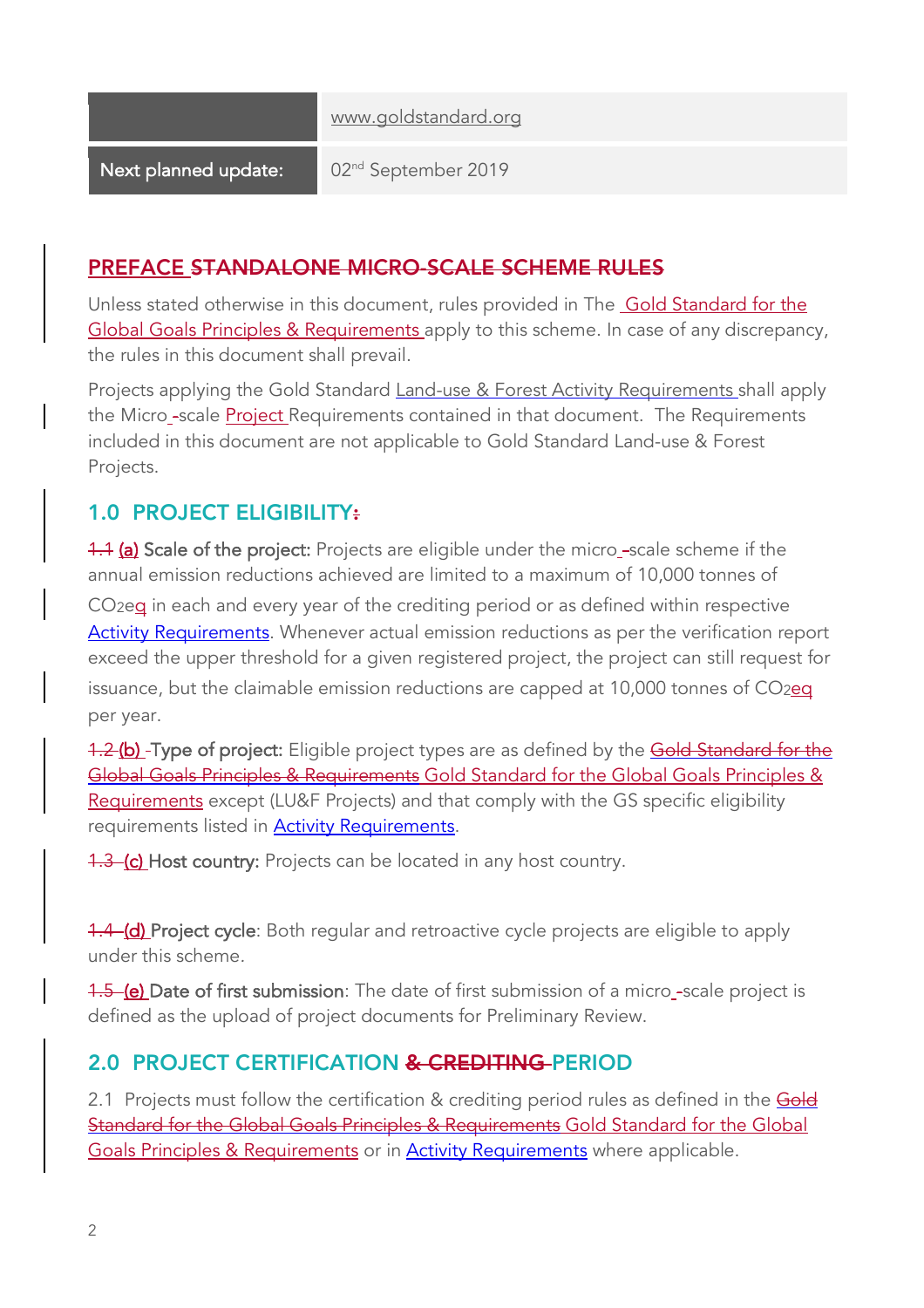| | www.goldstandard.org |
| --- | --- |
| Next planned update: | 02nd September 2019 |

## PREFACE STANDALONE MICRO-SCALE SCHEME RULES

Unless stated otherwise in this document, rules provided in The Gold Standard for the Global Goals Principles & Requirements apply to this scheme. In case of any discrepancy, the rules in this document shall prevail.

Projects applying the Gold Standard Land-use & Forest Activity Requirements shall apply the Micro -scale Project Requirements contained in that document. The Requirements included in this document are not applicable to Gold Standard Land-use & Forest Projects.

## 1.0 PROJECT ELIGIBILITY:

1.1 (a) **Scale of the project:** Projects are eligible under the micro -scale scheme if the annual emission reductions achieved are limited to a maximum of 10,000 tonnes of $CO_2eq$ in each and every year of the crediting period or as defined within respective Activity Requirements. Whenever actual emission reductions as per the verification report exceed the upper threshold for a given registered project, the project can still request for issuance, but the claimable emission reductions are capped at 10,000 tonnes of $CO_2eq$ per year.

1.2 (b) -**Type of project:** Eligible project types are as defined by the Gold Standard for the Global Goals Principles & Requirements Gold Standard for the Global Goals Principles & Requirements except (LU&F Projects) and that comply with the GS specific eligibility requirements listed in Activity Requirements.

1.3 (c) **Host country:** Projects can be located in any host country.

1.4 (d) **Project cycle**: Both regular and retroactive cycle projects are eligible to apply under this scheme.

1.5 (e) **Date of first submission**: The date of first submission of a micro -scale project is defined as the upload of project documents for Preliminary Review.

## 2.0 PROJECT CERTIFICATION & CREDITING PERIOD

2.1 Projects must follow the certification & crediting period rules as defined in the Gold Standard for the Global Goals Principles & Requirements Gold Standard for the Global Goals Principles & Requirements or in Activity Requirements where applicable.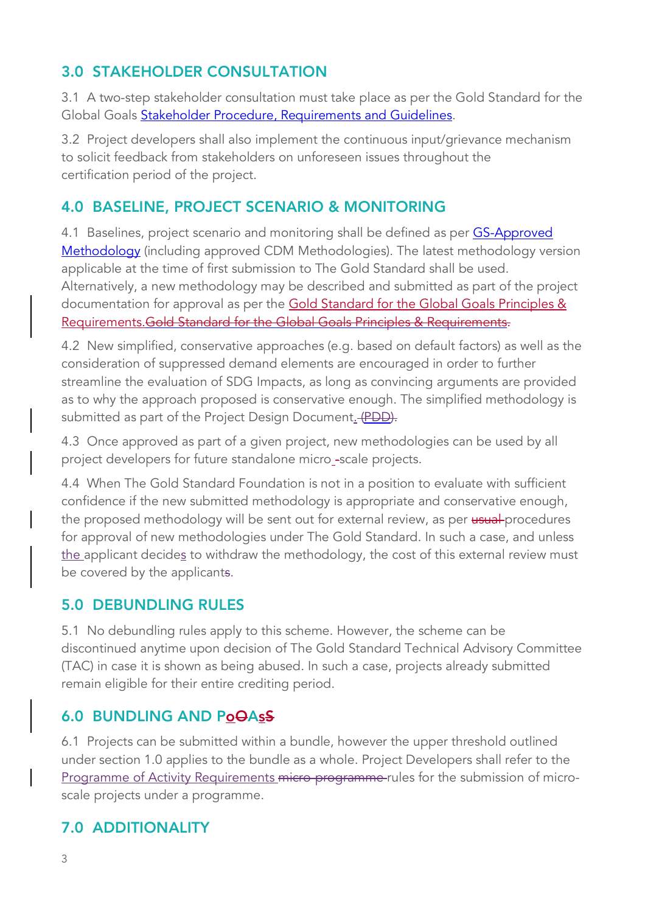## 3.0 STAKEHOLDER CONSULTATION

3.1 A two-step stakeholder consultation must take place as per the Gold Standard for the Global Goals Stakeholder Procedure, Requirements and Guidelines.

3.2 Project developers shall also implement the continuous input/grievance mechanism to solicit feedback from stakeholders on unforeseen issues throughout the certification period of the project.

## 4.0 BASELINE, PROJECT SCENARIO & MONITORING

4.1 Baselines, project scenario and monitoring shall be defined as per GS-Approved Methodology (including approved CDM Methodologies). The latest methodology version applicable at the time of first submission to The Gold Standard shall be used. Alternatively, a new methodology may be described and submitted as part of the project documentation for approval as per the Gold Standard for the Global Goals Principles & Requirements.~~Gold Standard for the Global Goals Principles & Requirements.~~

4.2 New simplified, conservative approaches (e.g. based on default factors) as well as the consideration of suppressed demand elements are encouraged in order to further streamline the evaluation of SDG Impacts, as long as convincing arguments are provided as to why the approach proposed is conservative enough. The simplified methodology is submitted as part of the Project Design Document. ~~(PDD).~~

4.3 Once approved as part of a given project, new methodologies can be used by all project developers for future standalone micro ~~-~~scale projects.

4.4 When The Gold Standard Foundation is not in a position to evaluate with sufficient confidence if the new submitted methodology is appropriate and conservative enough, the proposed methodology will be sent out for external review, as per ~~usual~~ procedures for approval of new methodologies under The Gold Standard. In such a case, and unless the applicant decides to withdraw the methodology, the cost of this external review must be covered by the applicant~~s~~.

## 5.0 DEBUNDLING RULES

5.1 No debundling rules apply to this scheme. However, the scheme can be discontinued anytime upon decision of The Gold Standard Technical Advisory Committee (TAC) in case it is shown as being abused. In such a case, projects already submitted remain eligible for their entire crediting period.

## 6.0 BUNDLING AND Po~~O~~As~~S~~

6.1 Projects can be submitted within a bundle, however the upper threshold outlined under section 1.0 applies to the bundle as a whole. Project Developers shall refer to the Programme of Activity Requirements ~~micro-programme~~ rules for the submission of micro-scale projects under a programme.

## 7.0 ADDITIONALITY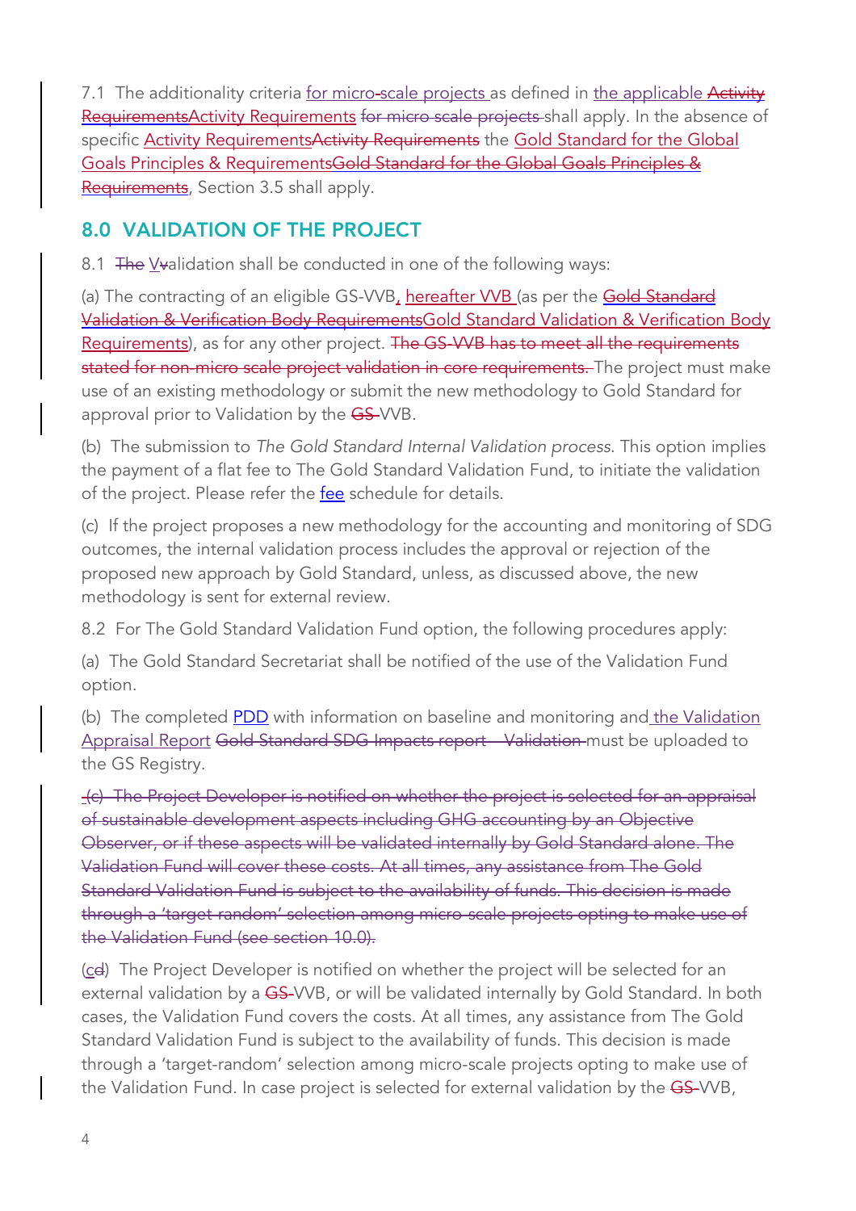7.1 The additionality criteria for micro-scale projects as defined in the applicable ~~Activity Requirements~~Activity Requirements ~~for micro scale projects~~ shall apply. In the absence of specific Activity Requirements~~Activity Requirements~~ the Gold Standard for the Global Goals Principles & Requirements~~Gold Standard for the Global Goals Principles & Requirements~~, Section 3.5 shall apply.

## 8.0 VALIDATION OF THE PROJECT

8.1 ~~The~~ V~~v~~alidation shall be conducted in one of the following ways:

(a) The contracting of an eligible GS-VVB, hereafter VVB (as per the ~~Gold Standard Validation & Verification Body Requirements~~Gold Standard Validation & Verification Body Requirements), as for any other project. ~~The GS-VVB has to meet all the requirements stated for non-micro scale project validation in core requirements.~~ The project must make use of an existing methodology or submit the new methodology to Gold Standard for approval prior to Validation by the ~~GS-~~VVB.

(b) The submission to *The Gold Standard Internal Validation process*. This option implies the payment of a flat fee to The Gold Standard Validation Fund, to initiate the validation of the project. Please refer the fee schedule for details.

(c) If the project proposes a new methodology for the accounting and monitoring of SDG outcomes, the internal validation process includes the approval or rejection of the proposed new approach by Gold Standard, unless, as discussed above, the new methodology is sent for external review.

8.2 For The Gold Standard Validation Fund option, the following procedures apply:

(a) The Gold Standard Secretariat shall be notified of the use of the Validation Fund option.

(b) The completed PDD with information on baseline and monitoring and the Validation Appraisal Report ~~Gold Standard SDG Impacts report – Validation~~ must be uploaded to the GS Registry.

~~(c) The Project Developer is notified on whether the project is selected for an appraisal of sustainable development aspects including GHG accounting by an Objective Observer, or if these aspects will be validated internally by Gold Standard alone. The Validation Fund will cover these costs. At all times, any assistance from The Gold Standard Validation Fund is subject to the availability of funds. This decision is made through a 'target random' selection among micro-scale projects opting to make use of the Validation Fund (see section 10.0).~~

(c~~d~~) The Project Developer is notified on whether the project will be selected for an external validation by a ~~GS-~~VVB, or will be validated internally by Gold Standard. In both cases, the Validation Fund covers the costs. At all times, any assistance from The Gold Standard Validation Fund is subject to the availability of funds. This decision is made through a 'target-random' selection among micro-scale projects opting to make use of the Validation Fund. In case project is selected for external validation by the ~~GS-~~VVB,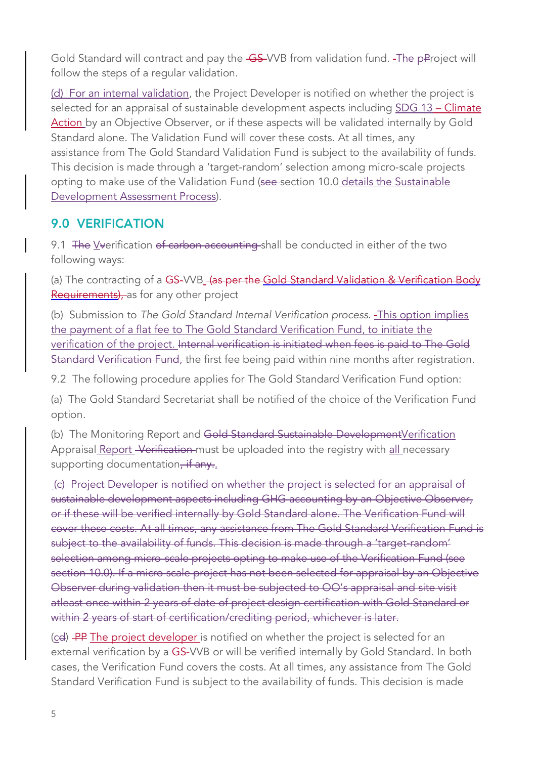Gold Standard will contract and pay the ~~GS-~~VVB from validation fund. The p~~P~~roject will follow the steps of a regular validation.

(d) For an internal validation, the Project Developer is notified on whether the project is selected for an appraisal of sustainable development aspects including SDG 13 – Climate Action by an Objective Observer, or if these aspects will be validated internally by Gold Standard alone. The Validation Fund will cover these costs. At all times, any assistance from The Gold Standard Validation Fund is subject to the availability of funds. This decision is made through a 'target-random' selection among micro-scale projects opting to make use of the Validation Fund (~~see~~ section 10.0 details the Sustainable Development Assessment Process).

## 9.0 VERIFICATION

9.1 ~~The~~ V~~v~~erification ~~of carbon accounting~~ shall be conducted in either of the two following ways:

(a) The contracting of a ~~GS-~~VVB ~~(as per the Gold Standard Validation & Verification Body Requirements),~~ as for any other project

(b) Submission to *The Gold Standard Internal Verification process*. This option implies the payment of a flat fee to The Gold Standard Verification Fund, to initiate the verification of the project. ~~Internal verification is initiated when fees is paid to The Gold Standard Verification Fund,~~ the first fee being paid within nine months after registration.

9.2 The following procedure applies for The Gold Standard Verification Fund option:

(a) The Gold Standard Secretariat shall be notified of the choice of the Verification Fund option.

(b) The Monitoring Report and ~~Gold Standard Sustainable Development~~Verification Appraisal Report ~~Verification~~ must be uploaded into the registry with all necessary supporting documentation~~, if any~~.

~~(c) Project Developer is notified on whether the project is selected for an appraisal of sustainable development aspects including GHG accounting by an Objective Observer, or if these will be verified internally by Gold Standard alone. The Verification Fund will cover these costs. At all times, any assistance from The Gold Standard Verification Fund is subject to the availability of funds. This decision is made through a 'target-random' selection among micro-scale projects opting to make use of the Verification Fund (see section 10.0). If a micro-scale project has not been selected for appraisal by an Objective Observer during validation then it must be subjected to OO's appraisal and site visit atleast once within 2 years of date of project design certification with Gold Standard or within 2 years of start of certification/crediting period, whichever is later.~~

(c~~d~~) ~~PP~~ The project developer is notified on whether the project is selected for an external verification by a ~~GS-~~VVB or will be verified internally by Gold Standard. In both cases, the Verification Fund covers the costs. At all times, any assistance from The Gold Standard Verification Fund is subject to the availability of funds. This decision is made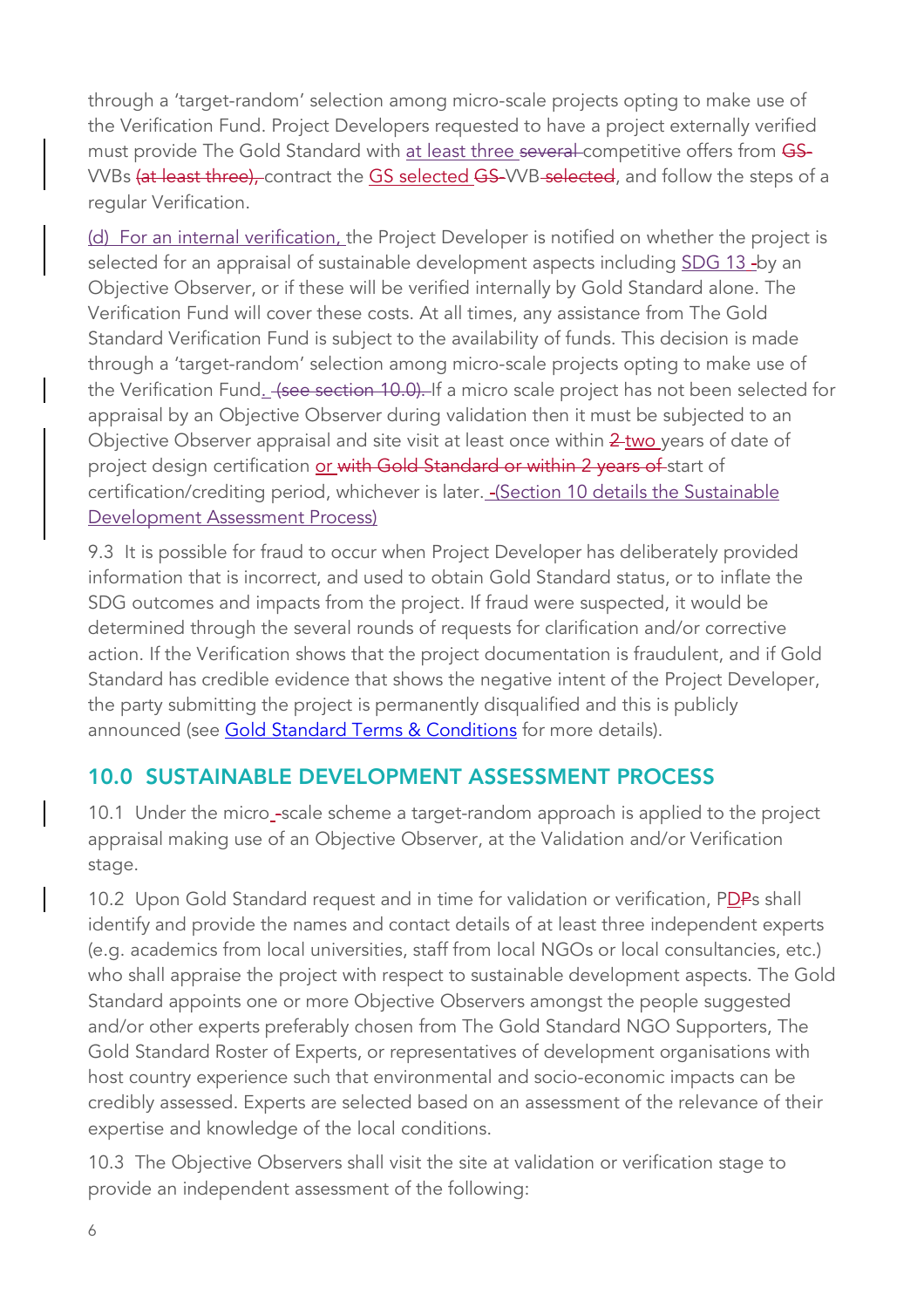through a 'target-random' selection among micro-scale projects opting to make use of the Verification Fund. Project Developers requested to have a project externally verified must provide The Gold Standard with at least three ~~several~~ competitive offers from ~~GS-~~VVBs ~~(at least three),~~ contract the GS selected ~~GS-~~VVB ~~selected~~, and follow the steps of a regular Verification.

(d) For an internal verification, the Project Developer is notified on whether the project is selected for an appraisal of sustainable development aspects including SDG 13 by an Objective Observer, or if these will be verified internally by Gold Standard alone. The Verification Fund will cover these costs. At all times, any assistance from The Gold Standard Verification Fund is subject to the availability of funds. This decision is made through a 'target-random' selection among micro-scale projects opting to make use of the Verification Fund. ~~(see section 10.0).~~ If a micro scale project has not been selected for appraisal by an Objective Observer during validation then it must be subjected to an Objective Observer appraisal and site visit at least once within ~~2~~ two years of date of project design certification or ~~with Gold Standard or within 2 years of~~ start of certification/crediting period, whichever is later. (Section 10 details the Sustainable Development Assessment Process)

9.3 It is possible for fraud to occur when Project Developer has deliberately provided information that is incorrect, and used to obtain Gold Standard status, or to inflate the SDG outcomes and impacts from the project. If fraud were suspected, it would be determined through the several rounds of requests for clarification and/or corrective action. If the Verification shows that the project documentation is fraudulent, and if Gold Standard has credible evidence that shows the negative intent of the Project Developer, the party submitting the project is permanently disqualified and this is publicly announced (see Gold Standard Terms & Conditions for more details).

## 10.0 SUSTAINABLE DEVELOPMENT ASSESSMENT PROCESS

10.1 Under the micro-scale scheme a target-random approach is applied to the project appraisal making use of an Objective Observer, at the Validation and/or Verification stage.

10.2 Upon Gold Standard request and in time for validation or verification, PD~~P~~s shall identify and provide the names and contact details of at least three independent experts (e.g. academics from local universities, staff from local NGOs or local consultancies, etc.) who shall appraise the project with respect to sustainable development aspects. The Gold Standard appoints one or more Objective Observers amongst the people suggested and/or other experts preferably chosen from The Gold Standard NGO Supporters, The Gold Standard Roster of Experts, or representatives of development organisations with host country experience such that environmental and socio-economic impacts can be credibly assessed. Experts are selected based on an assessment of the relevance of their expertise and knowledge of the local conditions.

10.3 The Objective Observers shall visit the site at validation or verification stage to provide an independent assessment of the following: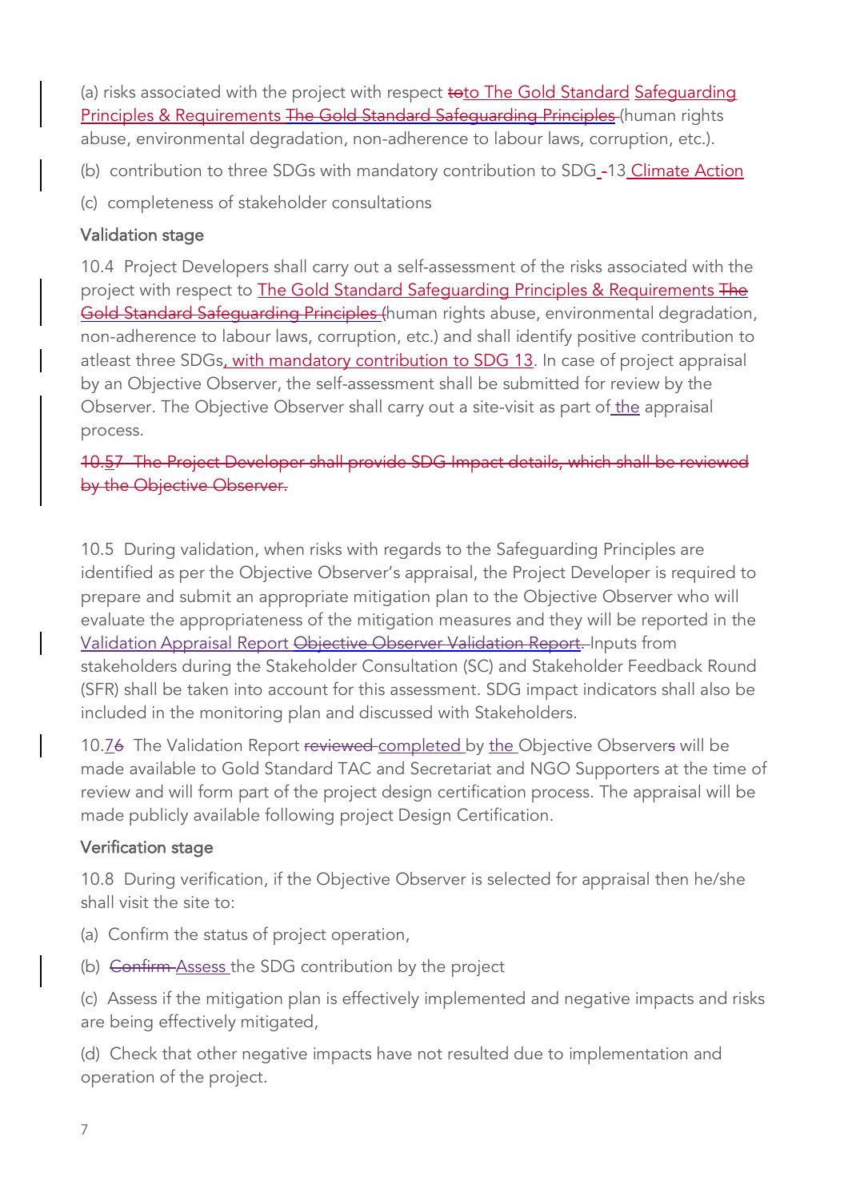(a) risks associated with the project with respect ~~to~~to The Gold Standard Safeguarding Principles & Requirements ~~The Gold Standard Safeguarding Principles~~ (human rights abuse, environmental degradation, non-adherence to labour laws, corruption, etc.).

(b) contribution to three SDGs with mandatory contribution to SDG ~~-~~13 Climate Action

(c) completeness of stakeholder consultations

### Validation stage

10.4 Project Developers shall carry out a self-assessment of the risks associated with the project with respect to The Gold Standard Safeguarding Principles & Requirements ~~The Gold Standard Safeguarding Principles~~ (human rights abuse, environmental degradation, non-adherence to labour laws, corruption, etc.) and shall identify positive contribution to atleast three SDGs, with mandatory contribution to SDG 13. In case of project appraisal by an Objective Observer, the self-assessment shall be submitted for review by the Observer. The Objective Observer shall carry out a site-visit as part of the appraisal process.

~~10.57 The Project Developer shall provide SDG Impact details, which shall be reviewed by the Objective Observer.~~

10.5 During validation, when risks with regards to the Safeguarding Principles are identified as per the Objective Observer's appraisal, the Project Developer is required to prepare and submit an appropriate mitigation plan to the Objective Observer who will evaluate the appropriateness of the mitigation measures and they will be reported in the Validation Appraisal Report ~~Objective Observer Validation Report.~~ Inputs from stakeholders during the Stakeholder Consultation (SC) and Stakeholder Feedback Round (SFR) shall be taken into account for this assessment. SDG impact indicators shall also be included in the monitoring plan and discussed with Stakeholders.

10.7~~6~~ The Validation Report ~~reviewed~~ completed by the Objective Observer~~s~~ will be made available to Gold Standard TAC and Secretariat and NGO Supporters at the time of review and will form part of the project design certification process. The appraisal will be made publicly available following project Design Certification.

### Verification stage

10.8 During verification, if the Objective Observer is selected for appraisal then he/she shall visit the site to:

(a) Confirm the status of project operation,

(b) ~~Confirm~~ Assess the SDG contribution by the project

(c) Assess if the mitigation plan is effectively implemented and negative impacts and risks are being effectively mitigated,

(d) Check that other negative impacts have not resulted due to implementation and operation of the project.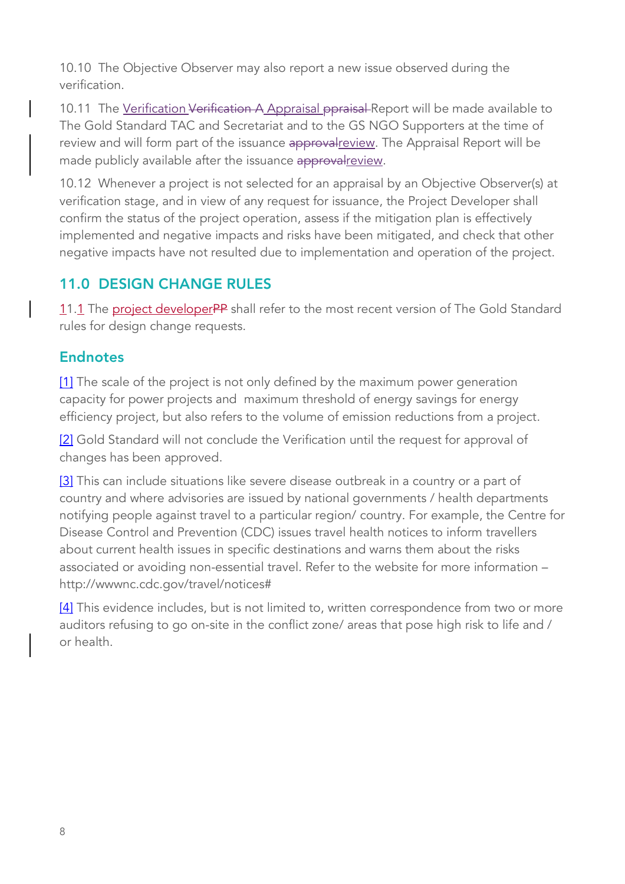10.10 The Objective Observer may also report a new issue observed during the verification.

10.11 The Verification Verification A Appraisal ppraisal Report will be made available to The Gold Standard TAC and Secretariat and to the GS NGO Supporters at the time of review and will form part of the issuance approvalreview. The Appraisal Report will be made publicly available after the issuance approvalreview.

10.12 Whenever a project is not selected for an appraisal by an Objective Observer(s) at verification stage, and in view of any request for issuance, the Project Developer shall confirm the status of the project operation, assess if the mitigation plan is effectively implemented and negative impacts and risks have been mitigated, and check that other negative impacts have not resulted due to implementation and operation of the project.

## 11.0 DESIGN CHANGE RULES

11.1 The project developerPP shall refer to the most recent version of The Gold Standard rules for design change requests.

## Endnotes

[1] The scale of the project is not only defined by the maximum power generation capacity for power projects and maximum threshold of energy savings for energy efficiency project, but also refers to the volume of emission reductions from a project.

[2] Gold Standard will not conclude the Verification until the request for approval of changes has been approved.

[3] This can include situations like severe disease outbreak in a country or a part of country and where advisories are issued by national governments / health departments notifying people against travel to a particular region/ country. For example, the Centre for Disease Control and Prevention (CDC) issues travel health notices to inform travellers about current health issues in specific destinations and warns them about the risks associated or avoiding non-essential travel. Refer to the website for more information – http://wwwnc.cdc.gov/travel/notices#

[4] This evidence includes, but is not limited to, written correspondence from two or more auditors refusing to go on-site in the conflict zone/ areas that pose high risk to life and / or health.